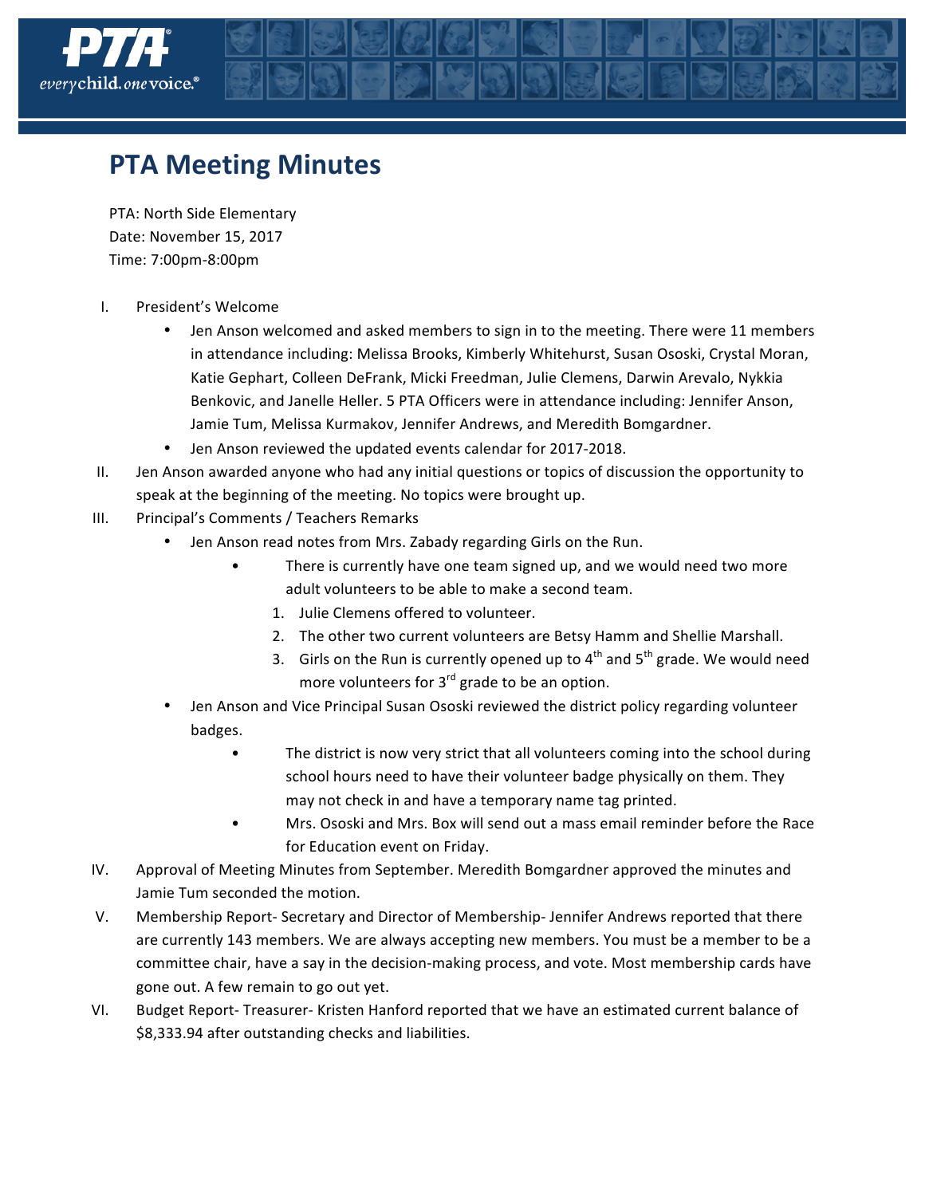# PTA Meeting Minutes

PTA: North Side Elementary
Date: November 15, 2017
Time: 7:00pm-8:00pm

I. President's Welcome
   - Jen Anson welcomed and asked members to sign in to the meeting. There were 11 members in attendance including: Melissa Brooks, Kimberly Whitehurst, Susan Ososki, Crystal Moran, Katie Gephart, Colleen DeFrank, Micki Freedman, Julie Clemens, Darwin Arevalo, Nykkia Benkovic, and Janelle Heller. 5 PTA Officers were in attendance including: Jennifer Anson, Jamie Tum, Melissa Kurmakov, Jennifer Andrews, and Meredith Bomgardner.
   - Jen Anson reviewed the updated events calendar for 2017-2018.

II. Jen Anson awarded anyone who had any initial questions or topics of discussion the opportunity to speak at the beginning of the meeting. No topics were brought up.

III. Principal's Comments / Teachers Remarks
   - Jen Anson read notes from Mrs. Zabady regarding Girls on the Run.
     - There is currently have one team signed up, and we would need two more adult volunteers to be able to make a second team.
       1. Julie Clemens offered to volunteer.
       2. The other two current volunteers are Betsy Hamm and Shellie Marshall.
       3. Girls on the Run is currently opened up to 4th and 5th grade. We would need more volunteers for 3rd grade to be an option.
   - Jen Anson and Vice Principal Susan Ososki reviewed the district policy regarding volunteer badges.
     - The district is now very strict that all volunteers coming into the school during school hours need to have their volunteer badge physically on them. They may not check in and have a temporary name tag printed.
     - Mrs. Ososki and Mrs. Box will send out a mass email reminder before the Race for Education event on Friday.

IV. Approval of Meeting Minutes from September. Meredith Bomgardner approved the minutes and Jamie Tum seconded the motion.

V. Membership Report- Secretary and Director of Membership- Jennifer Andrews reported that there are currently 143 members. We are always accepting new members. You must be a member to be a committee chair, have a say in the decision-making process, and vote. Most membership cards have gone out. A few remain to go out yet.

VI. Budget Report- Treasurer- Kristen Hanford reported that we have an estimated current balance of $8,333.94 after outstanding checks and liabilities.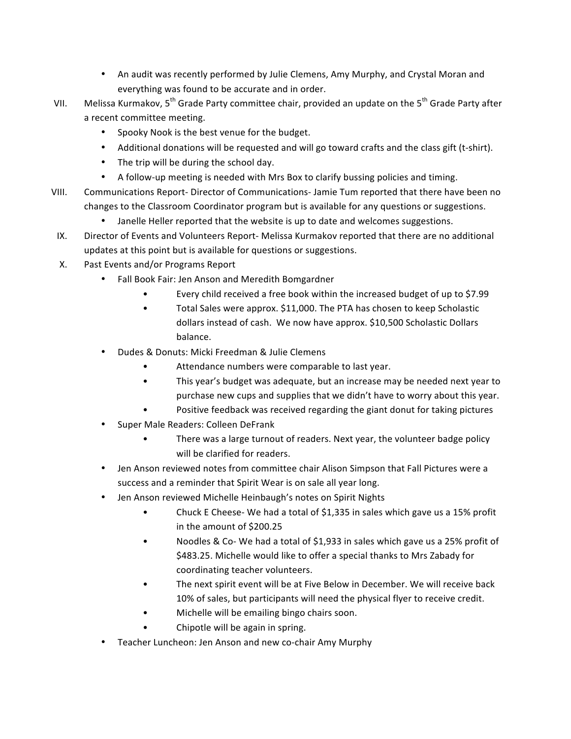- An audit was recently performed by Julie Clemens, Amy Murphy, and Crystal Moran and everything was found to be accurate and in order.

VII. Melissa Kurmakov, 5th Grade Party committee chair, provided an update on the 5th Grade Party after a recent committee meeting.
   - Spooky Nook is the best venue for the budget.
   - Additional donations will be requested and will go toward crafts and the class gift (t-shirt).
   - The trip will be during the school day.
   - A follow-up meeting is needed with Mrs Box to clarify bussing policies and timing.

VIII. Communications Report- Director of Communications- Jamie Tum reported that there have been no changes to the Classroom Coordinator program but is available for any questions or suggestions.
   - Janelle Heller reported that the website is up to date and welcomes suggestions.

IX. Director of Events and Volunteers Report- Melissa Kurmakov reported that there are no additional updates at this point but is available for questions or suggestions.

X. Past Events and/or Programs Report
   - Fall Book Fair: Jen Anson and Meredith Bomgardner
     - Every child received a free book within the increased budget of up to $7.99
     - Total Sales were approx. $11,000. The PTA has chosen to keep Scholastic dollars instead of cash. We now have approx. $10,500 Scholastic Dollars balance.
   - Dudes & Donuts: Micki Freedman & Julie Clemens
     - Attendance numbers were comparable to last year.
     - This year's budget was adequate, but an increase may be needed next year to purchase new cups and supplies that we didn't have to worry about this year.
     - Positive feedback was received regarding the giant donut for taking pictures
   - Super Male Readers: Colleen DeFrank
     - There was a large turnout of readers. Next year, the volunteer badge policy will be clarified for readers.
   - Jen Anson reviewed notes from committee chair Alison Simpson that Fall Pictures were a success and a reminder that Spirit Wear is on sale all year long.
   - Jen Anson reviewed Michelle Heinbaugh's notes on Spirit Nights
     - Chuck E Cheese- We had a total of $1,335 in sales which gave us a 15% profit in the amount of $200.25
     - Noodles & Co- We had a total of $1,933 in sales which gave us a 25% profit of $483.25. Michelle would like to offer a special thanks to Mrs Zabady for coordinating teacher volunteers.
     - The next spirit event will be at Five Below in December. We will receive back 10% of sales, but participants will need the physical flyer to receive credit.
     - Michelle will be emailing bingo chairs soon.
     - Chipotle will be again in spring.
   - Teacher Luncheon: Jen Anson and new co-chair Amy Murphy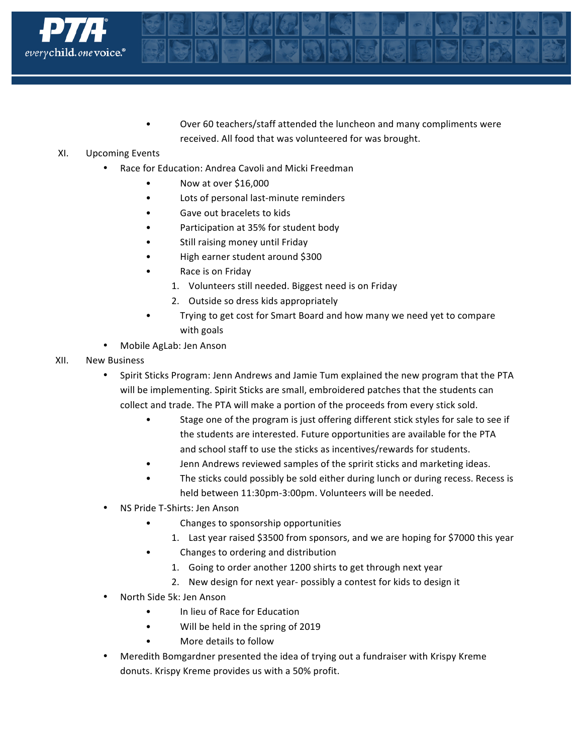- Over 60 teachers/staff attended the luncheon and many compliments were received. All food that was volunteered for was brought.

XI. Upcoming Events

- Race for Education: Andrea Cavoli and Micki Freedman
    - Now at over $16,000
    - Lots of personal last-minute reminders
    - Gave out bracelets to kids
    - Participation at 35% for student body
    - Still raising money until Friday
    - High earner student around $300
    - Race is on Friday
        1. Volunteers still needed. Biggest need is on Friday
        2. Outside so dress kids appropriately
    - Trying to get cost for Smart Board and how many we need yet to compare with goals
- Mobile AgLab: Jen Anson

XII. New Business

- Spirit Sticks Program: Jenn Andrews and Jamie Tum explained the new program that the PTA will be implementing. Spirit Sticks are small, embroidered patches that the students can collect and trade. The PTA will make a portion of the proceeds from every stick sold.
    - Stage one of the program is just offering different stick styles for sale to see if the students are interested. Future opportunities are available for the PTA and school staff to use the sticks as incentives/rewards for students.
    - Jenn Andrews reviewed samples of the spririt sticks and marketing ideas.
    - The sticks could possibly be sold either during lunch or during recess. Recess is held between 11:30pm-3:00pm. Volunteers will be needed.
- NS Pride T-Shirts: Jen Anson
    - Changes to sponsorship opportunities
        1. Last year raised $3500 from sponsors, and we are hoping for $7000 this year
    - Changes to ordering and distribution
        1. Going to order another 1200 shirts to get through next year
        2. New design for next year- possibly a contest for kids to design it
- North Side 5k: Jen Anson
    - In lieu of Race for Education
    - Will be held in the spring of 2019
    - More details to follow
- Meredith Bomgardner presented the idea of trying out a fundraiser with Krispy Kreme donuts. Krispy Kreme provides us with a 50% profit.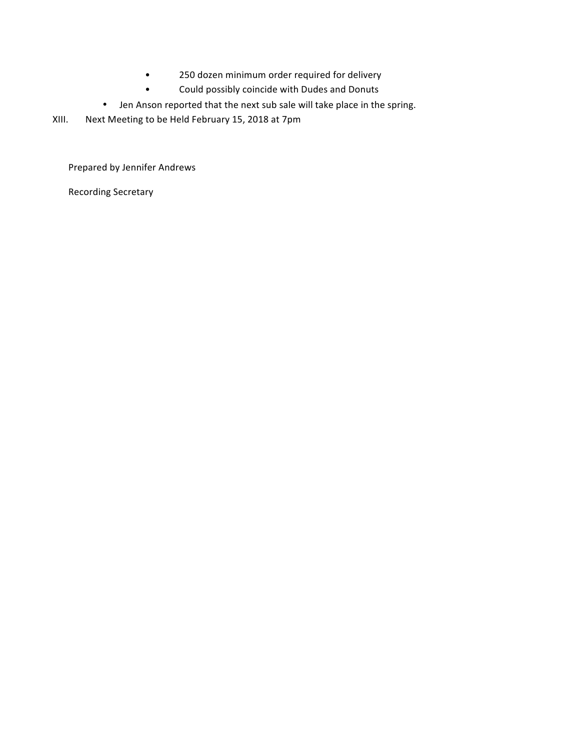- 250 dozen minimum order required for delivery
        - Could possibly coincide with Dudes and Donuts
    - Jen Anson reported that the next sub sale will take place in the spring.

XIII. Next Meeting to be Held February 15, 2018 at 7pm

Prepared by Jennifer Andrews

Recording Secretary